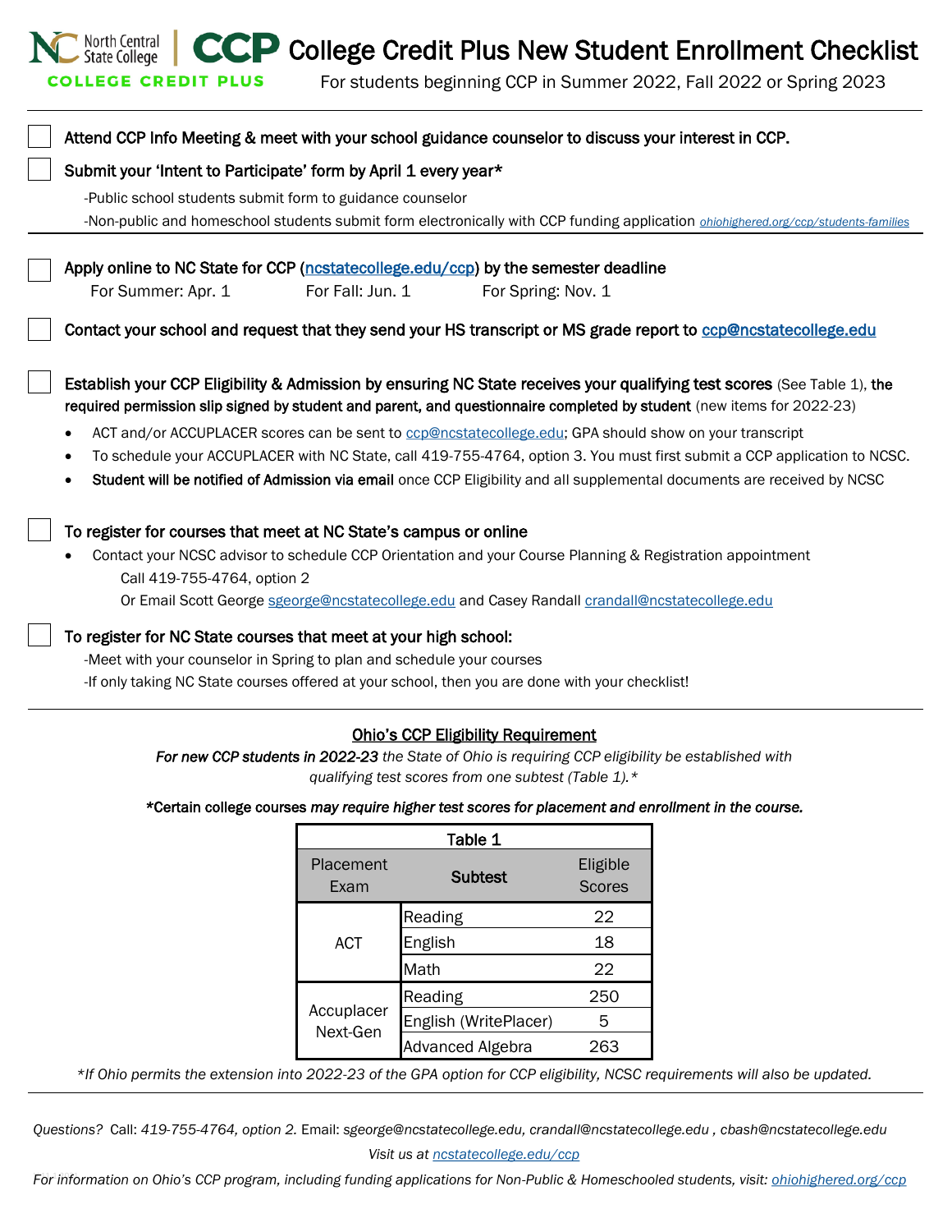# College Credit Plus New Student Enrollment Checklist

North Central State College | CCP
COLLEGE CREDIT PLUS

For students beginning CCP in Summer 2022, Fall 2022 or Spring 2023

---

- [ ] **Attend CCP Info Meeting & meet with your school guidance counselor to discuss your interest in CCP.**
- [ ] **Submit your 'Intent to Participate' form by April 1 every year***
  - -Public school students submit form to guidance counselor
  - -Non-public and homeschool students submit form electronically with CCP funding application *ohiohighered.org/ccp/students-families*

---

- [ ] **Apply online to NC State for CCP (ncstatecollege.edu/ccp) by the semester deadline**
  For Summer: Apr. 1 For Fall: Jun. 1 For Spring: Nov. 1
- [ ] **Contact your school and request that they send your HS transcript or MS grade report to ccp@ncstatecollege.edu**
- [ ] **Establish your CCP Eligibility & Admission by ensuring NC State receives your qualifying test scores** (See Table 1), **the required permission slip signed by student and parent, and questionnaire completed by student** (new items for 2022-23)
  - ACT and/or ACCUPLACER scores can be sent to ccp@ncstatecollege.edu; GPA should show on your transcript
  - To schedule your ACCUPLACER with NC State, call 419-755-4764, option 3. You must first submit a CCP application to NCSC.
  - **Student will be notified of Admission via email** once CCP Eligibility and all supplemental documents are received by NCSC
- [ ] **To register for courses that meet at NC State's campus or online**
  - Contact your NCSC advisor to schedule CCP Orientation and your Course Planning & Registration appointment
    Call 419-755-4764, option 2
    Or Email Scott George sgeorge@ncstatecollege.edu and Casey Randall crandall@ncstatecollege.edu
- [ ] **To register for NC State courses that meet at your high school:**
  - -Meet with your counselor in Spring to plan and schedule your courses
  - -If only taking NC State courses offered at your school, then you are done with your checklist!

---

## Ohio's CCP Eligibility Requirement

***For new CCP students in 2022-23** the State of Ohio is requiring CCP eligibility be established with qualifying test scores from one subtest (Table 1).**

***Certain college courses** ***may require higher test scores for placement and enrollment in the course.***

| Table 1 | | |
|---|---|---|
| Placement Exam | **Subtest** | Eligible Scores |
| ACT | Reading | 22 |
| | English | 18 |
| | Math | 22 |
| Accuplacer Next-Gen | Reading | 250 |
| | English (WritePlacer) | 5 |
| | Advanced Algebra | 263 |

**If Ohio permits the extension into 2022-23 of the GPA option for CCP eligibility, NCSC requirements will also be updated.*

---

*Questions? Call: 419-755-4764, option 2. Email: sgeorge@ncstatecollege.edu, crandall@ncstatecollege.edu , cbash@ncstatecollege.edu*

*Visit us at ncstatecollege.edu/ccp*

*For information on Ohio's CCP program, including funding applications for Non-Public & Homeschooled students, visit: ohiohighered.org/ccp*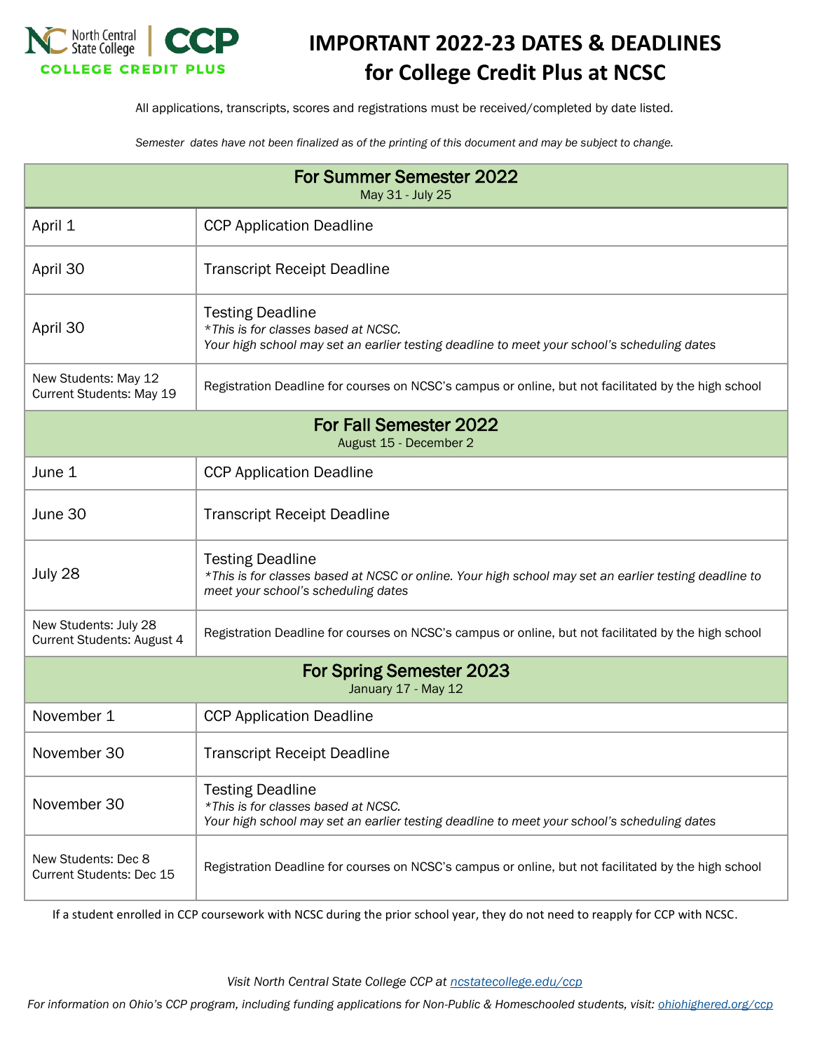North Central State College | CCP
COLLEGE CREDIT PLUS

# IMPORTANT 2022-23 DATES & DEADLINES for College Credit Plus at NCSC

All applications, transcripts, scores and registrations must be received/completed by date listed.

*Semester dates have not been finalized as of the printing of this document and may be subject to change.*

| | |
|---|---|
| **For Summer Semester 2022**<br>May 31 - July 25 | |
| April 1 | CCP Application Deadline |
| April 30 | Transcript Receipt Deadline |
| April 30 | Testing Deadline<br>*\*This is for classes based at NCSC.*<br>*Your high school may set an earlier testing deadline to meet your school's scheduling dates* |
| New Students: May 12<br>Current Students: May 19 | Registration Deadline for courses on NCSC's campus or online, but not facilitated by the high school |
| **For Fall Semester 2022**<br>August 15 - December 2 | |
| June 1 | CCP Application Deadline |
| June 30 | Transcript Receipt Deadline |
| July 28 | Testing Deadline<br>*\*This is for classes based at NCSC or online. Your high school may set an earlier testing deadline to meet your school's scheduling dates* |
| New Students: July 28<br>Current Students: August 4 | Registration Deadline for courses on NCSC's campus or online, but not facilitated by the high school |
| **For Spring Semester 2023**<br>January 17 - May 12 | |
| November 1 | CCP Application Deadline |
| November 30 | Transcript Receipt Deadline |
| November 30 | Testing Deadline<br>*\*This is for classes based at NCSC.*<br>*Your high school may set an earlier testing deadline to meet your school's scheduling dates* |
| New Students: Dec 8<br>Current Students: Dec 15 | Registration Deadline for courses on NCSC's campus or online, but not facilitated by the high school |

If a student enrolled in CCP coursework with NCSC during the prior school year, they do not need to reapply for CCP with NCSC.

*Visit North Central State College CCP at [ncstatecollege.edu/ccp](ncstatecollege.edu/ccp)*

*For information on Ohio's CCP program, including funding applications for Non-Public & Homeschooled students, visit: [ohiohighered.org/ccp](ohiohighered.org/ccp)*